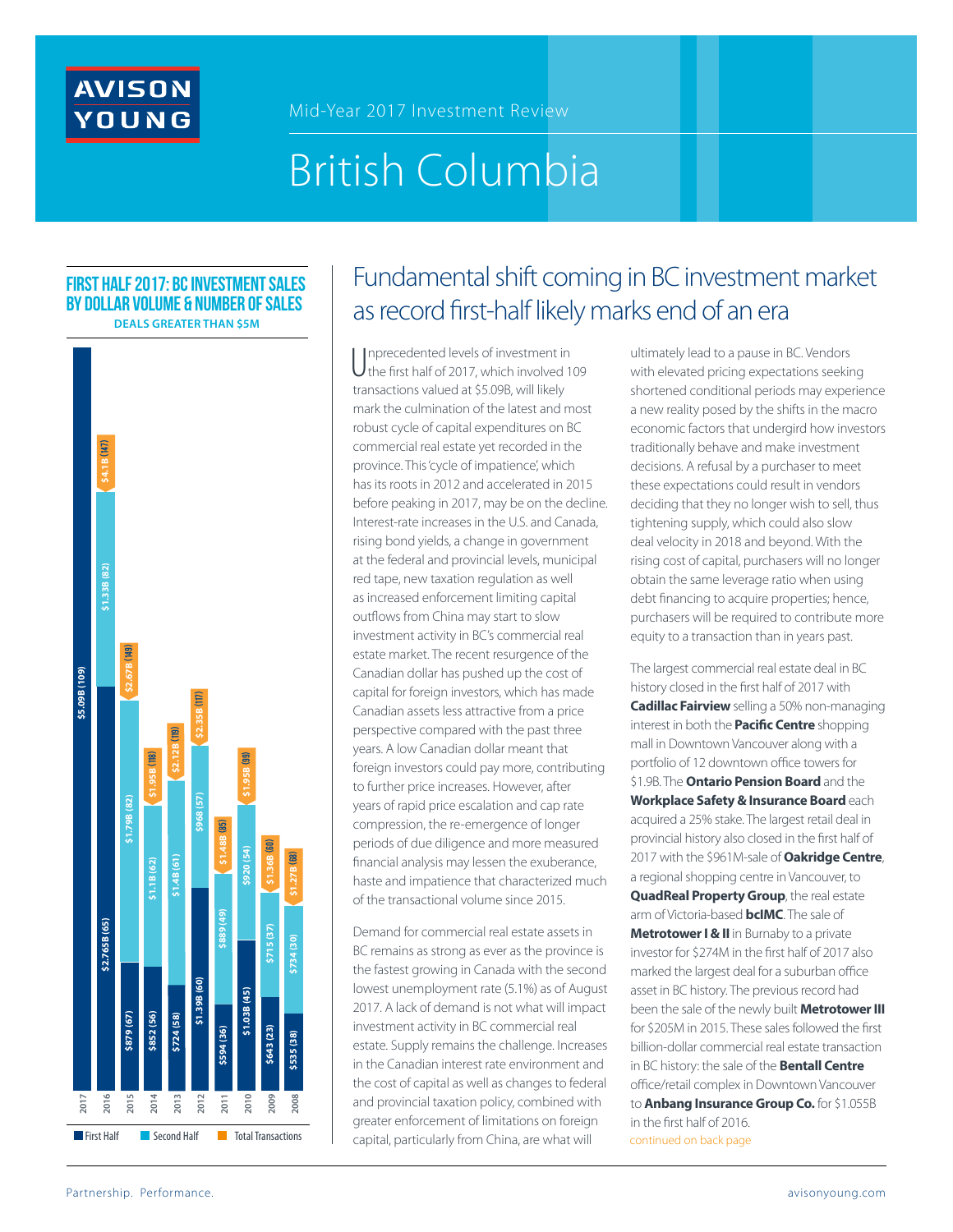Mid-Year 2017 Investment Review

# British Columbia

## FIRST HALF 2017: BC INVESTMENT SALES BY DOLLAR VOLUME & NUMBER OF SALES

DEALS GREATER THAN $5M

| Year | First Half | Second Half | Total Transactions |
|---|---|---|---|
| 2017 | $5.09B (109) | | |
| 2016 | $2.765B (65) | $1.33B (82) | $4.1B (147) |
| 2015 | $879 (67) | $1.79B (82) | $2.67B (149) |
| 2014 | $852 (56) | $1.1B (62) | $1.95B (118) |
| 2013 | $724 (58) | $1.4B (61) | $2.12B (119) |
| 2012 | $1.39B (60) | $968 (57) | $2.35B (117) |
| 2011 | $594 (36) | $889 (49) | $1.48B (85) |
| 2010 | $1.03B (45) | $920 (54) | $1.95B (99) |
| 2009 | $643 (23) | $715 (37) | $1.36B (60) |
| 2008 | $535 (38) | $734 (30) | $1.27B (68) |

## Fundamental shift coming in BC investment market as record first-half likely marks end of an era

Unprecedented levels of investment in the first half of 2017, which involved 109 transactions valued at $5.09B, will likely mark the culmination of the latest and most robust cycle of capital expenditures on BC commercial real estate yet recorded in the province. This 'cycle of impatience', which has its roots in 2012 and accelerated in 2015 before peaking in 2017, may be on the decline. Interest-rate increases in the U.S. and Canada, rising bond yields, a change in government at the federal and provincial levels, municipal red tape, new taxation regulation as well as increased enforcement limiting capital outflows from China may start to slow investment activity in BC's commercial real estate market. The recent resurgence of the Canadian dollar has pushed up the cost of capital for foreign investors, which has made Canadian assets less attractive from a price perspective compared with the past three years. A low Canadian dollar meant that foreign investors could pay more, contributing to further price increases. However, after years of rapid price escalation and cap rate compression, the re-emergence of longer periods of due diligence and more measured financial analysis may lessen the exuberance, haste and impatience that characterized much of the transactional volume since 2015.

Demand for commercial real estate assets in BC remains as strong as ever as the province is the fastest growing in Canada with the second lowest unemployment rate (5.1%) as of August 2017. A lack of demand is not what will impact investment activity in BC commercial real estate. Supply remains the challenge. Increases in the Canadian interest rate environment and the cost of capital as well as changes to federal and provincial taxation policy, combined with greater enforcement of limitations on foreign capital, particularly from China, are what will ultimately lead to a pause in BC. Vendors with elevated pricing expectations seeking shortened conditional periods may experience a new reality posed by the shifts in the macro economic factors that undergird how investors traditionally behave and make investment decisions. A refusal by a purchaser to meet these expectations could result in vendors deciding that they no longer wish to sell, thus tightening supply, which could also slow deal velocity in 2018 and beyond. With the rising cost of capital, purchasers will no longer obtain the same leverage ratio when using debt financing to acquire properties; hence, purchasers will be required to contribute more equity to a transaction than in years past.

The largest commercial real estate deal in BC history closed in the first half of 2017 with **Cadillac Fairview** selling a 50% non-managing interest in both the **Pacific Centre** shopping mall in Downtown Vancouver along with a portfolio of 12 downtown office towers for $1.9B. The **Ontario Pension Board** and the **Workplace Safety & Insurance Board** each acquired a 25% stake. The largest retail deal in provincial history also closed in the first half of 2017 with the $961M-sale of **Oakridge Centre**, a regional shopping centre in Vancouver, to **QuadReal Property Group**, the real estate arm of Victoria-based **bcIMC**. The sale of **Metrotower I & II** in Burnaby to a private investor for $274M in the first half of 2017 also marked the largest deal for a suburban office asset in BC history. The previous record had been the sale of the newly built **Metrotower III** for $205M in 2015. These sales followed the first billion-dollar commercial real estate transaction in BC history: the sale of the **Bentall Centre** office/retail complex in Downtown Vancouver to **Anbang Insurance Group Co.** for $1.055B in the first half of 2016.

continued on back page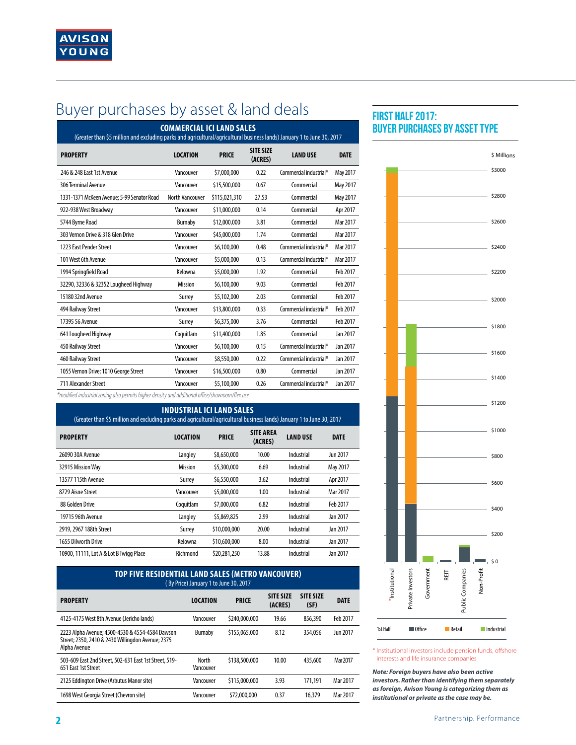# Buyer purchases by asset & land deals

## COMMERCIAL ICI LAND SALES

(Greater than $5 million and excluding parks and agricultural/agricultural business lands) January 1 to June 30, 2017

| PROPERTY | LOCATION | PRICE | SITE SIZE (ACRES) | LAND USE | DATE |
|---|---|---|---|---|---|
| 246 & 248 East 1st Avenue | Vancouver | $7,000,000 | 0.22 | Commercial industrial* | May 2017 |
| 306 Terminal Avenue | Vancouver | $15,500,000 | 0.67 | Commercial | May 2017 |
| 1331-1371 McKeen Avenue; 5-99 Senator Road | North Vancouver | $115,021,310 | 27.53 | Commercial | May 2017 |
| 922-938 West Broadway | Vancouver | $11,000,000 | 0.14 | Commercial | Apr 2017 |
| 5744 Byrne Road | Burnaby | $12,000,000 | 3.81 | Commercial | Mar 2017 |
| 303 Vernon Drive & 318 Glen Drive | Vancouver | $45,000,000 | 1.74 | Commercial | Mar 2017 |
| 1223 East Pender Street | Vancouver | $6,100,000 | 0.48 | Commercial industrial* | Mar 2017 |
| 101 West 6th Avenue | Vancouver | $5,000,000 | 0.13 | Commercial industrial* | Mar 2017 |
| 1994 Springfield Road | Kelowna | $5,000,000 | 1.92 | Commercial | Feb 2017 |
| 32290, 32336 & 32352 Lougheed Highway | Mission | $6,100,000 | 9.03 | Commercial | Feb 2017 |
| 15180 32nd Avenue | Surrey | $5,102,000 | 2.03 | Commercial | Feb 2017 |
| 494 Railway Street | Vancouver | $13,800,000 | 0.33 | Commercial industrial* | Feb 2017 |
| 17395 56 Avenue | Surrey | $6,375,000 | 3.76 | Commercial | Feb 2017 |
| 641 Lougheed Highway | Coquitlam | $11,400,000 | 1.85 | Commercial | Jan 2017 |
| 450 Railway Street | Vancouver | $6,100,000 | 0.15 | Commercial industrial* | Jan 2017 |
| 460 Railway Street | Vancouver | $8,550,000 | 0.22 | Commercial industrial* | Jan 2017 |
| 1055 Vernon Drive; 1010 George Street | Vancouver | $16,500,000 | 0.80 | Commercial | Jan 2017 |
| 711 Alexander Street | Vancouver | $5,100,000 | 0.26 | Commercial industrial* | Jan 2017 |

*modified industrial zoning also permits higher density and additional office/showroom/flex use

## INDUSTRIAL ICI LAND SALES

(Greater than $5 million and excluding parks and agricultural/agricultural business lands) January 1 to June 30, 2017

| PROPERTY | LOCATION | PRICE | SITE AREA (ACRES) | LAND USE | DATE |
|---|---|---|---|---|---|
| 26090 30A Avenue | Langley | $8,650,000 | 10.00 | Industrial | Jun 2017 |
| 32915 Mission Way | Mission | $5,300,000 | 6.69 | Industrial | May 2017 |
| 13577 115th Avenue | Surrey | $6,550,000 | 3.62 | Industrial | Apr 2017 |
| 8729 Aisne Street | Vancouver | $5,000,000 | 1.00 | Industrial | Mar 2017 |
| 88 Golden Drive | Coquitlam | $7,000,000 | 6.82 | Industrial | Feb 2017 |
| 19715 96th Avenue | Langley | $5,869,825 | 2.99 | Industrial | Jan 2017 |
| 2919, 2967 188th Street | Surrey | $10,000,000 | 20.00 | Industrial | Jan 2017 |
| 1655 Dilworth Drive | Kelowna | $10,600,000 | 8.00 | Industrial | Jan 2017 |
| 10900, 11111, Lot A & Lot B Twigg Place | Richmond | $20,281,250 | 13.88 | Industrial | Jan 2017 |

## TOP FIVE RESIDENTIAL LAND SALES (METRO VANCOUVER)

(By Price) January 1 to June 30, 2017

| PROPERTY | LOCATION | PRICE | SITE SIZE (ACRES) | SITE SIZE (SF) | DATE |
|---|---|---|---|---|---|
| 4125-4175 West 8th Avenue (Jericho lands) | Vancouver | $240,000,000 | 19.66 | 856,390 | Feb 2017 |
| 2223 Alpha Avenue; 4500-4530 & 4554-4584 Dawson Street; 2350, 2410 & 2430 Willingdon Avenue; 2375 Alpha Avenue | Burnaby | $155,065,000 | 8.12 | 354,056 | Jun 2017 |
| 503-609 East 2nd Street, 502-631 East 1st Street, 519-651 East 1st Street | North Vancouver | $138,500,000 | 10.00 | 435,600 | Mar 2017 |
| 2125 Eddington Drive (Arbutus Manor site) | Vancouver | $115,000,000 | 3.93 | 171,191 | Mar 2017 |
| 1698 West Georgia Street (Chevron site) | Vancouver | $72,000,000 | 0.37 | 16,379 | Mar 2017 |

## FIRST HALF 2017: BUYER PURCHASES BY ASSET TYPE

$ Millions

Categories: *Institutional, Private Investors, Government, REIT, Public Companies, Non-Profit

1st Half — Office, Retail, Industrial

\* Institutional investors include pension funds, offshore interests and life insurance companies

***Note: Foreign buyers have also been active investors. Rather than identifying them separately as foreign, Avison Young is categorizing them as institutional or private as the case may be.***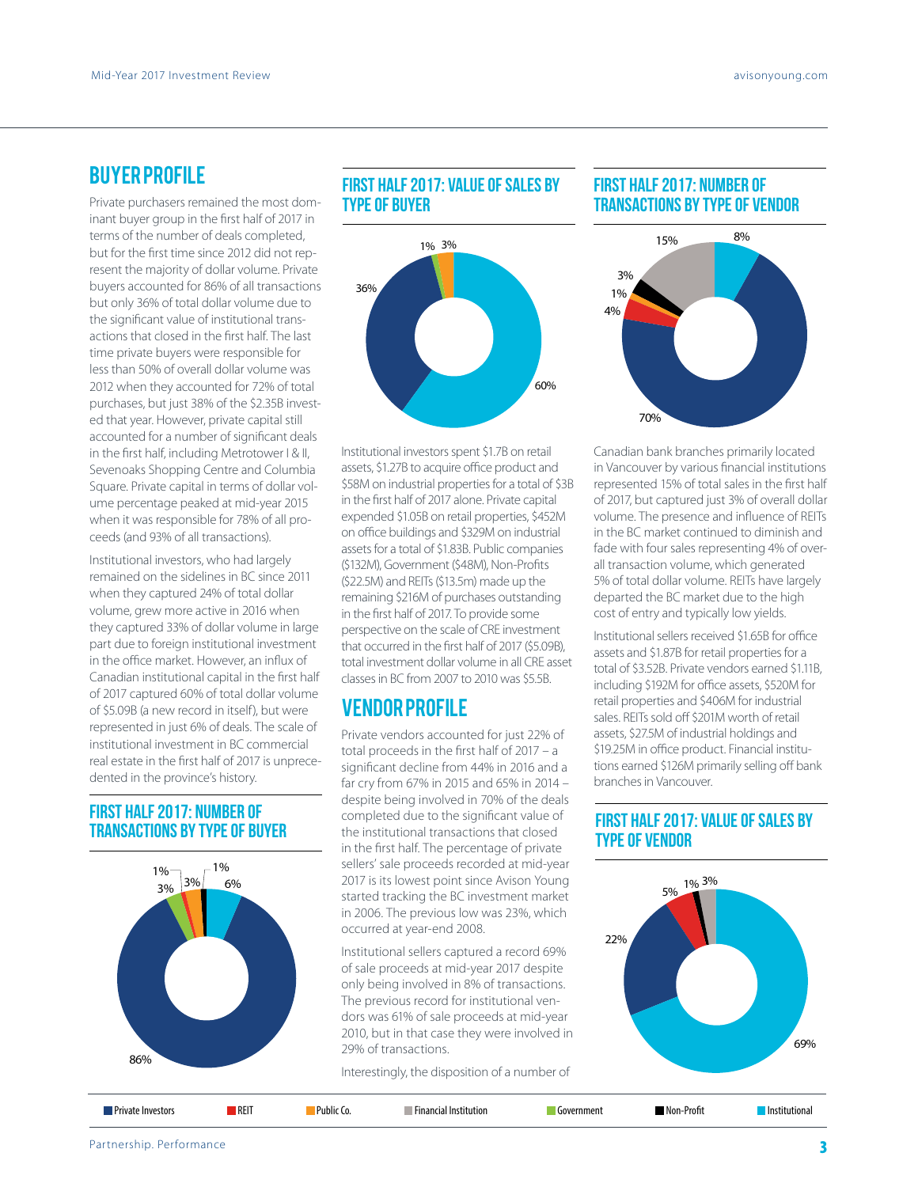## BUYER PROFILE

Private purchasers remained the most dominant buyer group in the first half of 2017 in terms of the number of deals completed, but for the first time since 2012 did not represent the majority of dollar volume. Private buyers accounted for 86% of all transactions but only 36% of total dollar volume due to the significant value of institutional transactions that closed in the first half. The last time private buyers were responsible for less than 50% of overall dollar volume was 2012 when they accounted for 72% of total purchases, but just 38% of the $2.35B invested that year. However, private capital still accounted for a number of significant deals in the first half, including Metrotower I & II, Sevenoaks Shopping Centre and Columbia Square. Private capital in terms of dollar volume percentage peaked at mid-year 2015 when it was responsible for 78% of all proceeds (and 93% of all transactions).

Institutional investors, who had largely remained on the sidelines in BC since 2011 when they captured 24% of total dollar volume, grew more active in 2016 when they captured 33% of dollar volume in large part due to foreign institutional investment in the office market. However, an influx of Canadian institutional capital in the first half of 2017 captured 60% of total dollar volume of $5.09B (a new record in itself), but were represented in just 6% of deals. The scale of institutional investment in BC commercial real estate in the first half of 2017 is unprecedented in the province's history.

### FIRST HALF 2017: NUMBER OF TRANSACTIONS BY TYPE OF BUYER

86% | 3% | 1% | 3% | 1% | 6%

### FIRST HALF 2017: VALUE OF SALES BY TYPE OF BUYER

36% | 1% | 3% | 60%

Institutional investors spent $1.7B on retail assets, $1.27B to acquire office product and $58M on industrial properties for a total of $3B in the first half of 2017 alone. Private capital expended $1.05B on retail properties, $452M on office buildings and $329M on industrial assets for a total of $1.83B. Public companies ($132M), Government ($48M), Non-Profits ($22.5M) and REITs ($13.5m) made up the remaining $216M of purchases outstanding in the first half of 2017. To provide some perspective on the scale of CRE investment that occurred in the first half of 2017 ($5.09B), total investment dollar volume in all CRE asset classes in BC from 2007 to 2010 was $5.5B.

## VENDOR PROFILE

Private vendors accounted for just 22% of total proceeds in the first half of 2017 – a significant decline from 44% in 2016 and a far cry from 67% in 2015 and 65% in 2014 – despite being involved in 70% of the deals completed due to the significant value of the institutional transactions that closed in the first half. The percentage of private sellers' sale proceeds recorded at mid-year 2017 is its lowest point since Avison Young started tracking the BC investment market in 2006. The previous low was 23%, which occurred at year-end 2008.

Institutional sellers captured a record 69% of sale proceeds at mid-year 2017 despite only being involved in 8% of transactions. The previous record for institutional vendors was 61% of sale proceeds at mid-year 2010, but in that case they were involved in 29% of transactions.

Interestingly, the disposition of a number of

### FIRST HALF 2017: NUMBER OF TRANSACTIONS BY TYPE OF VENDOR

15% | 8% | 3% | 1% | 4% | 70%

Canadian bank branches primarily located in Vancouver by various financial institutions represented 15% of total sales in the first half of 2017, but captured just 3% of overall dollar volume. The presence and influence of REITs in the BC market continued to diminish and fade with four sales representing 4% of overall transaction volume, which generated 5% of total dollar volume. REITs have largely departed the BC market due to the high cost of entry and typically low yields.

Institutional sellers received $1.65B for office assets and $1.87B for retail properties for a total of $3.52B. Private vendors earned $1.11B, including $192M for office assets, $520M for retail properties and $406M for industrial sales. REITs sold off $201M worth of retail assets, $27.5M of industrial holdings and $19.25M in office product. Financial institutions earned $126M primarily selling off bank branches in Vancouver.

### FIRST HALF 2017: VALUE OF SALES BY TYPE OF VENDOR

5% | 1% | 3% | 22% | 69%

Private Investors | REIT | Public Co. | Financial Institution | Government | Non-Profit | Institutional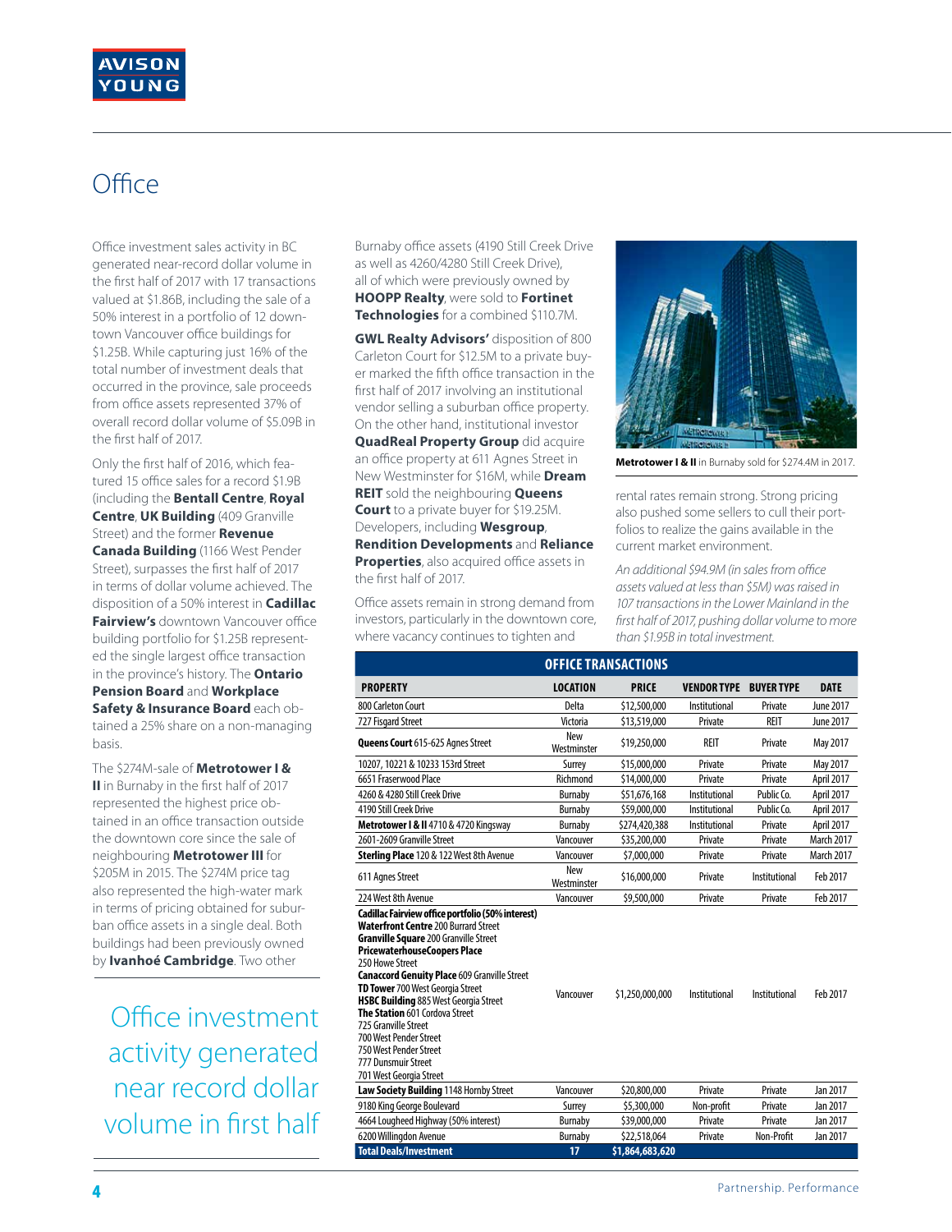# Office

Office investment sales activity in BC generated near-record dollar volume in the first half of 2017 with 17 transactions valued at $1.86B, including the sale of a 50% interest in a portfolio of 12 downtown Vancouver office buildings for $1.25B. While capturing just 16% of the total number of investment deals that occurred in the province, sale proceeds from office assets represented 37% of overall record dollar volume of $5.09B in the first half of 2017.

Only the first half of 2016, which featured 15 office sales for a record $1.9B (including the **Bentall Centre**, **Royal Centre**, **UK Building** (409 Granville Street) and the former **Revenue Canada Building** (1166 West Pender Street), surpasses the first half of 2017 in terms of dollar volume achieved. The disposition of a 50% interest in **Cadillac Fairview's** downtown Vancouver office building portfolio for $1.25B represented the single largest office transaction in the province's history. The **Ontario Pension Board** and **Workplace Safety & Insurance Board** each obtained a 25% share on a non-managing basis.

The $274M-sale of **Metrotower I & II** in Burnaby in the first half of 2017 represented the highest price obtained in an office transaction outside the downtown core since the sale of neighbouring **Metrotower III** for $205M in 2015. The $274M price tag also represented the high-water mark in terms of pricing obtained for suburban office assets in a single deal. Both buildings had been previously owned by **Ivanhoé Cambridge**. Two other Burnaby office assets (4190 Still Creek Drive as well as 4260/4280 Still Creek Drive), all of which were previously owned by **HOOPP Realty**, were sold to **Fortinet Technologies** for a combined $110.7M.

**GWL Realty Advisors'** disposition of 800 Carleton Court for $12.5M to a private buyer marked the fifth office transaction in the first half of 2017 involving an institutional vendor selling a suburban office property. On the other hand, institutional investor **QuadReal Property Group** did acquire an office property at 611 Agnes Street in New Westminster for $16M, while **Dream REIT** sold the neighbouring **Queens Court** to a private buyer for $19.25M. Developers, including **Wesgroup**, **Rendition Developments** and **Reliance Properties**, also acquired office assets in the first half of 2017.

Office assets remain in strong demand from investors, particularly in the downtown core, where vacancy continues to tighten and rental rates remain strong. Strong pricing also pushed some sellers to cull their portfolios to realize the gains available in the current market environment.

*An additional $94.9M (in sales from office assets valued at less than $5M) was raised in 107 transactions in the Lower Mainland in the first half of 2017, pushing dollar volume to more than $1.95B in total investment.*

**Metrotower I & II** in Burnaby sold for $274.4M in 2017.

Office investment activity generated near record dollar volume in first half

**OFFICE TRANSACTIONS**

| PROPERTY | LOCATION | PRICE | VENDOR TYPE | BUYER TYPE | DATE |
|---|---|---|---|---|---|
| 800 Carleton Court | Delta | $12,500,000 | Institutional | Private | June 2017 |
| 727 Fisgard Street | Victoria | $13,519,000 | Private | REIT | June 2017 |
| **Queens Court** 615-625 Agnes Street | New Westminster | $19,250,000 | REIT | Private | May 2017 |
| 10207, 10221 & 10233 153rd Street | Surrey | $15,000,000 | Private | Private | May 2017 |
| 6651 Fraserwood Place | Richmond | $14,000,000 | Private | Private | April 2017 |
| 4260 & 4280 Still Creek Drive | Burnaby | $51,676,168 | Institutional | Public Co. | April 2017 |
| 4190 Still Creek Drive | Burnaby | $59,000,000 | Institutional | Public Co. | April 2017 |
| **Metrotower I & II** 4710 & 4720 Kingsway | Burnaby | $274,420,388 | Institutional | Private | April 2017 |
| 2601-2609 Granville Street | Vancouver | $35,200,000 | Private | Private | March 2017 |
| **Sterling Place** 120 & 122 West 8th Avenue | Vancouver | $7,000,000 | Private | Private | March 2017 |
| 611 Agnes Street | New Westminster | $16,000,000 | Private | Institutional | Feb 2017 |
| 224 West 8th Avenue | Vancouver | $9,500,000 | Private | Private | Feb 2017 |
| **Cadillac Fairview office portfolio (50% interest)**<br>**Waterfront Centre** 200 Burrard Street<br>**Granville Square** 200 Granville Street<br>**PricewaterhouseCoopers Place** 250 Howe Street<br>**Canaccord Genuity Place** 609 Granville Street<br>**TD Tower** 700 West Georgia Street<br>**HSBC Building** 885 West Georgia Street<br>**The Station** 601 Cordova Street<br>725 Granville Street<br>700 West Pender Street<br>750 West Pender Street<br>777 Dunsmuir Street<br>701 West Georgia Street | Vancouver | $1,250,000,000 | Institutional | Institutional | Feb 2017 |
| **Law Society Building** 1148 Hornby Street | Vancouver | $20,800,000 | Private | Private | Jan 2017 |
| 9180 King George Boulevard | Surrey | $5,300,000 | Non-profit | Private | Jan 2017 |
| 4664 Lougheed Highway (50% interest) | Burnaby | $39,000,000 | Private | Private | Jan 2017 |
| 6200 Willingdon Avenue | Burnaby | $22,518,064 | Private | Non-Profit | Jan 2017 |
| **Total Deals/Investment** | **17** | **$1,864,683,620** | | | |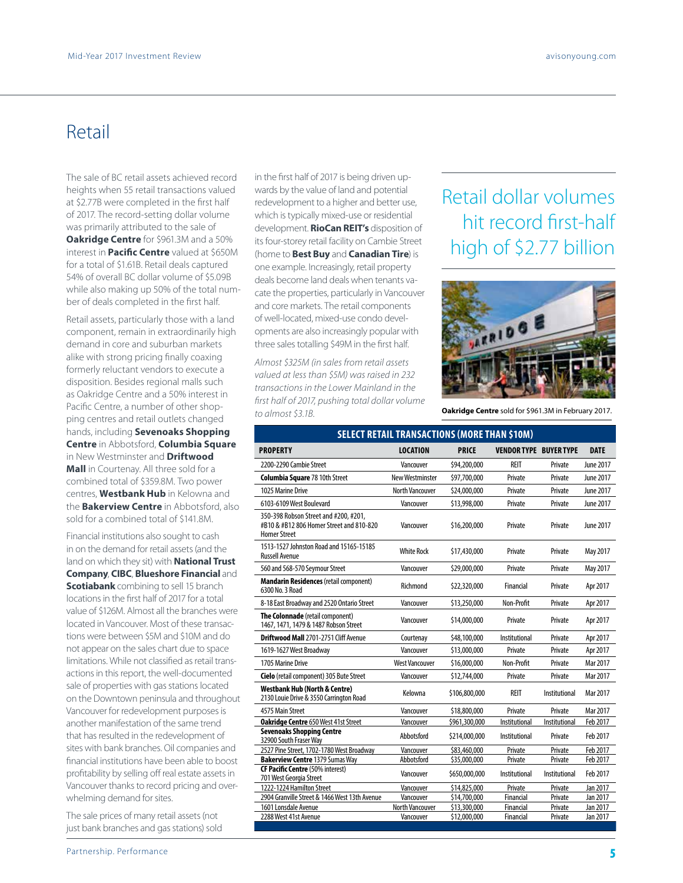# Retail

The sale of BC retail assets achieved record heights when 55 retail transactions valued at $2.77B were completed in the first half of 2017. The record-setting dollar volume was primarily attributed to the sale of **Oakridge Centre** for $961.3M and a 50% interest in **Pacific Centre** valued at $650M for a total of $1.61B. Retail deals captured 54% of overall BC dollar volume of $5.09B while also making up 50% of the total number of deals completed in the first half.

Retail assets, particularly those with a land component, remain in extraordinarily high demand in core and suburban markets alike with strong pricing finally coaxing formerly reluctant vendors to execute a disposition. Besides regional malls such as Oakridge Centre and a 50% interest in Pacific Centre, a number of other shopping centres and retail outlets changed hands, including **Sevenoaks Shopping Centre** in Abbotsford, **Columbia Square** in New Westminster and **Driftwood Mall** in Courtenay. All three sold for a combined total of $359.8M. Two power centres, **Westbank Hub** in Kelowna and the **Bakerview Centre** in Abbotsford, also sold for a combined total of $141.8M.

Financial institutions also sought to cash in on the demand for retail assets (and the land on which they sit) with **National Trust Company**, **CIBC**, **Blueshore Financial** and **Scotiabank** combining to sell 15 branch locations in the first half of 2017 for a total value of $126M. Almost all the branches were located in Vancouver. Most of these transactions were between $5M and $10M and do not appear on the sales chart due to space limitations. While not classified as retail transactions in this report, the well-documented sale of properties with gas stations located on the Downtown peninsula and throughout Vancouver for redevelopment purposes is another manifestation of the same trend that has resulted in the redevelopment of sites with bank branches. Oil companies and financial institutions have been able to boost profitability by selling off real estate assets in Vancouver thanks to record pricing and overwhelming demand for sites.

The sale prices of many retail assets (not just bank branches and gas stations) sold in the first half of 2017 is being driven upwards by the value of land and potential redevelopment to a higher and better use, which is typically mixed-use or residential development. **RioCan REIT's** disposition of its four-storey retail facility on Cambie Street (home to **Best Buy** and **Canadian Tire**) is one example. Increasingly, retail property deals become land deals when tenants vacate the properties, particularly in Vancouver and core markets. The retail components of well-located, mixed-use condo developments are also increasingly popular with three sales totalling $49M in the first half.

*Almost $325M (in sales from retail assets valued at less than $5M) was raised in 232 transactions in the Lower Mainland in the first half of 2017, pushing total dollar volume to almost $3.1B.*

## Retail dollar volumes hit record first-half high of $2.77 billion

**Oakridge Centre** sold for $961.3M in February 2017.

**SELECT RETAIL TRANSACTIONS (MORE THAN $10M)**

| PROPERTY | LOCATION | PRICE | VENDOR TYPE | BUYER TYPE | DATE |
|---|---|---|---|---|---|
| 2200-2290 Cambie Street | Vancouver | $94,200,000 | REIT | Private | June 2017 |
| **Columbia Square** 78 10th Street | New Westminster | $97,700,000 | Private | Private | June 2017 |
| 1025 Marine Drive | North Vancouver | $24,000,000 | Private | Private | June 2017 |
| 6103-6109 West Boulevard | Vancouver | $13,998,000 | Private | Private | June 2017 |
| 350-398 Robson Street and #200, #201, #B10 & #B12 806 Homer Street and 810-820 Homer Street | Vancouver | $16,200,000 | Private | Private | June 2017 |
| 1513-1527 Johnston Road and 15165-15185 Russell Avenue | White Rock | $17,430,000 | Private | Private | May 2017 |
| 560 and 568-570 Seymour Street | Vancouver | $29,000,000 | Private | Private | May 2017 |
| **Mandarin Residences** (retail component) 6300 No. 3 Road | Richmond | $22,320,000 | Financial | Private | Apr 2017 |
| 8-18 East Broadway and 2520 Ontario Street | Vancouver | $13,250,000 | Non-Profit | Private | Apr 2017 |
| **The Colonnade** (retail component) 1467, 1471, 1479 & 1487 Robson Street | Vancouver | $14,000,000 | Private | Private | Apr 2017 |
| **Driftwood Mall** 2701-2751 Cliff Avenue | Courtenay | $48,100,000 | Institutional | Private | Apr 2017 |
| 1619-1627 West Broadway | Vancouver | $13,000,000 | Private | Private | Apr 2017 |
| 1705 Marine Drive | West Vancouver | $16,000,000 | Non-Profit | Private | Mar 2017 |
| **Cielo** (retail component) 305 Bute Street | Vancouver | $12,744,000 | Private | Private | Mar 2017 |
| **Westbank Hub (North & Centre)** 2130 Louie Drive & 3550 Carrington Road | Kelowna | $106,800,000 | REIT | Institutional | Mar 2017 |
| 4575 Main Street | Vancouver | $18,800,000 | Private | Private | Mar 2017 |
| **Oakridge Centre** 650 West 41st Street | Vancouver | $961,300,000 | Institutional | Institutional | Feb 2017 |
| **Sevenoaks Shopping Centre** 32900 South Fraser Way | Abbotsford | $214,000,000 | Institutional | Private | Feb 2017 |
| 2527 Pine Street, 1702-1780 West Broadway | Vancouver | $83,460,000 | Private | Private | Feb 2017 |
| **Bakerview Centre** 1379 Sumas Way | Abbotsford | $35,000,000 | Private | Private | Feb 2017 |
| **CF Pacific Centre** (50% interest) 701 West Georgia Street | Vancouver | $650,000,000 | Institutional | Institutional | Feb 2017 |
| 1222-1224 Hamilton Street | Vancouver | $14,825,000 | Private | Private | Jan 2017 |
| 2904 Granville Street & 1466 West 13th Avenue | Vancouver | $14,700,000 | Financial | Private | Jan 2017 |
| 1601 Lonsdale Avenue | North Vancouver | $13,300,000 | Financial | Private | Jan 2017 |
| 2288 West 41st Avenue | Vancouver | $12,000,000 | Financial | Private | Jan 2017 |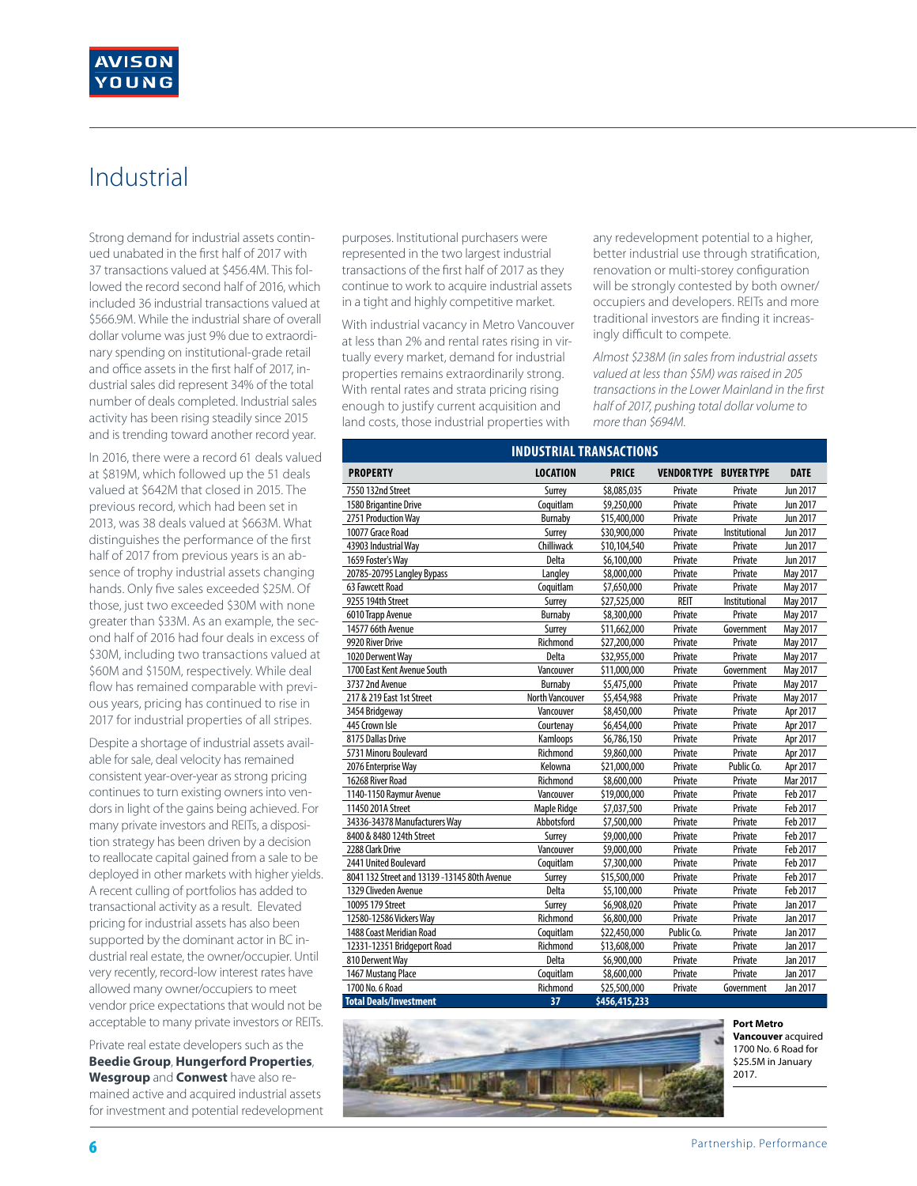# Industrial

Strong demand for industrial assets continued unabated in the first half of 2017 with 37 transactions valued at $456.4M. This followed the record second half of 2016, which included 36 industrial transactions valued at $566.9M. While the industrial share of overall dollar volume was just 9% due to extraordinary spending on institutional-grade retail and office assets in the first half of 2017, industrial sales did represent 34% of the total number of deals completed. Industrial sales activity has been rising steadily since 2015 and is trending toward another record year.

In 2016, there were a record 61 deals valued at $819M, which followed up the 51 deals valued at $642M that closed in 2015. The previous record, which had been set in 2013, was 38 deals valued at $663M. What distinguishes the performance of the first half of 2017 from previous years is an absence of trophy industrial assets changing hands. Only five sales exceeded $25M. Of those, just two exceeded $30M with none greater than $33M. As an example, the second half of 2016 had four deals in excess of $30M, including two transactions valued at $60M and $150M, respectively. While deal flow has remained comparable with previous years, pricing has continued to rise in 2017 for industrial properties of all stripes.

Despite a shortage of industrial assets available for sale, deal velocity has remained consistent year-over-year as strong pricing continues to turn existing owners into vendors in light of the gains being achieved. For many private investors and REITs, a disposition strategy has been driven by a decision to reallocate capital gained from a sale to be deployed in other markets with higher yields. A recent culling of portfolios has added to transactional activity as a result. Elevated pricing for industrial assets has also been supported by the dominant actor in BC industrial real estate, the owner/occupier. Until very recently, record-low interest rates have allowed many owner/occupiers to meet vendor price expectations that would not be acceptable to many private investors or REITs.

Private real estate developers such as the **Beedie Group**, **Hungerford Properties**, **Wesgroup** and **Conwest** have also remained active and acquired industrial assets for investment and potential redevelopment purposes. Institutional purchasers were represented in the two largest industrial transactions of the first half of 2017 as they continue to work to acquire industrial assets in a tight and highly competitive market.

With industrial vacancy in Metro Vancouver at less than 2% and rental rates rising in virtually every market, demand for industrial properties remains extraordinarily strong. With rental rates and strata pricing rising enough to justify current acquisition and land costs, those industrial properties with any redevelopment potential to a higher, better industrial use through stratification, renovation or multi-storey configuration will be strongly contested by both owner/occupiers and developers. REITs and more traditional investors are finding it increasingly difficult to compete.

*Almost $238M (in sales from industrial assets valued at less than $5M) was raised in 205 transactions in the Lower Mainland in the first half of 2017, pushing total dollar volume to more than $694M.*

**INDUSTRIAL TRANSACTIONS**

| PROPERTY | LOCATION | PRICE | VENDOR TYPE | BUYER TYPE | DATE |
|---|---|---|---|---|---|
| 7550 132nd Street | Surrey | $8,085,035 | Private | Private | Jun 2017 |
| 1580 Brigantine Drive | Coquitlam | $9,250,000 | Private | Private | Jun 2017 |
| 2751 Production Way | Burnaby | $15,400,000 | Private | Private | Jun 2017 |
| 10077 Grace Road | Surrey | $30,900,000 | Private | Institutional | Jun 2017 |
| 43903 Industrial Way | Chilliwack | $10,104,540 | Private | Private | Jun 2017 |
| 1659 Foster's Way | Delta | $6,100,000 | Private | Private | Jun 2017 |
| 20785-20795 Langley Bypass | Langley | $8,000,000 | Private | Private | May 2017 |
| 63 Fawcett Road | Coquitlam | $7,650,000 | Private | Private | May 2017 |
| 9255 194th Street | Surrey | $27,525,000 | REIT | Institutional | May 2017 |
| 6010 Trapp Avenue | Burnaby | $8,300,000 | Private | Private | May 2017 |
| 14577 66th Avenue | Surrey | $11,662,000 | Private | Government | May 2017 |
| 9920 River Drive | Richmond | $27,200,000 | Private | Private | May 2017 |
| 1020 Derwent Way | Delta | $32,955,000 | Private | Private | May 2017 |
| 1700 East Kent Avenue South | Vancouver | $11,000,000 | Private | Government | May 2017 |
| 3737 2nd Avenue | Burnaby | $5,475,000 | Private | Private | May 2017 |
| 217 & 219 East 1st Street | North Vancouver | $5,454,988 | Private | Private | May 2017 |
| 3454 Bridgeway | Vancouver | $8,450,000 | Private | Private | Apr 2017 |
| 445 Crown Isle | Courtenay | $6,454,000 | Private | Private | Apr 2017 |
| 8175 Dallas Drive | Kamloops | $6,786,150 | Private | Private | Apr 2017 |
| 5731 Minoru Boulevard | Richmond | $9,860,000 | Private | Private | Apr 2017 |
| 2076 Enterprise Way | Kelowna | $21,000,000 | Private | Public Co. | Apr 2017 |
| 16268 River Road | Richmond | $8,600,000 | Private | Private | Mar 2017 |
| 1140-1150 Raymur Avenue | Vancouver | $19,000,000 | Private | Private | Feb 2017 |
| 11450 201A Street | Maple Ridge | $7,037,500 | Private | Private | Feb 2017 |
| 34336-34378 Manufacturers Way | Abbotsford | $7,500,000 | Private | Private | Feb 2017 |
| 8400 & 8480 124th Street | Surrey | $9,000,000 | Private | Private | Feb 2017 |
| 2288 Clark Drive | Vancouver | $9,000,000 | Private | Private | Feb 2017 |
| 2441 United Boulevard | Coquitlam | $7,300,000 | Private | Private | Feb 2017 |
| 8041 132 Street and 13139 -13145 80th Avenue | Surrey | $15,500,000 | Private | Private | Feb 2017 |
| 1329 Cliveden Avenue | Delta | $5,100,000 | Private | Private | Feb 2017 |
| 10095 179 Street | Surrey | $6,908,020 | Private | Private | Jan 2017 |
| 12580-12586 Vickers Way | Richmond | $6,800,000 | Private | Private | Jan 2017 |
| 1488 Coast Meridian Road | Coquitlam | $22,450,000 | Public Co. | Private | Jan 2017 |
| 12331-12351 Bridgeport Road | Richmond | $13,608,000 | Private | Private | Jan 2017 |
| 810 Derwent Way | Delta | $6,900,000 | Private | Private | Jan 2017 |
| 1467 Mustang Place | Coquitlam | $8,600,000 | Private | Private | Jan 2017 |
| 1700 No. 6 Road | Richmond | $25,500,000 | Private | Government | Jan 2017 |
| **Total Deals/Investment** | **37** | **$456,415,233** | | | |

**Port Metro Vancouver** acquired 1700 No. 6 Road for $25.5M in January 2017.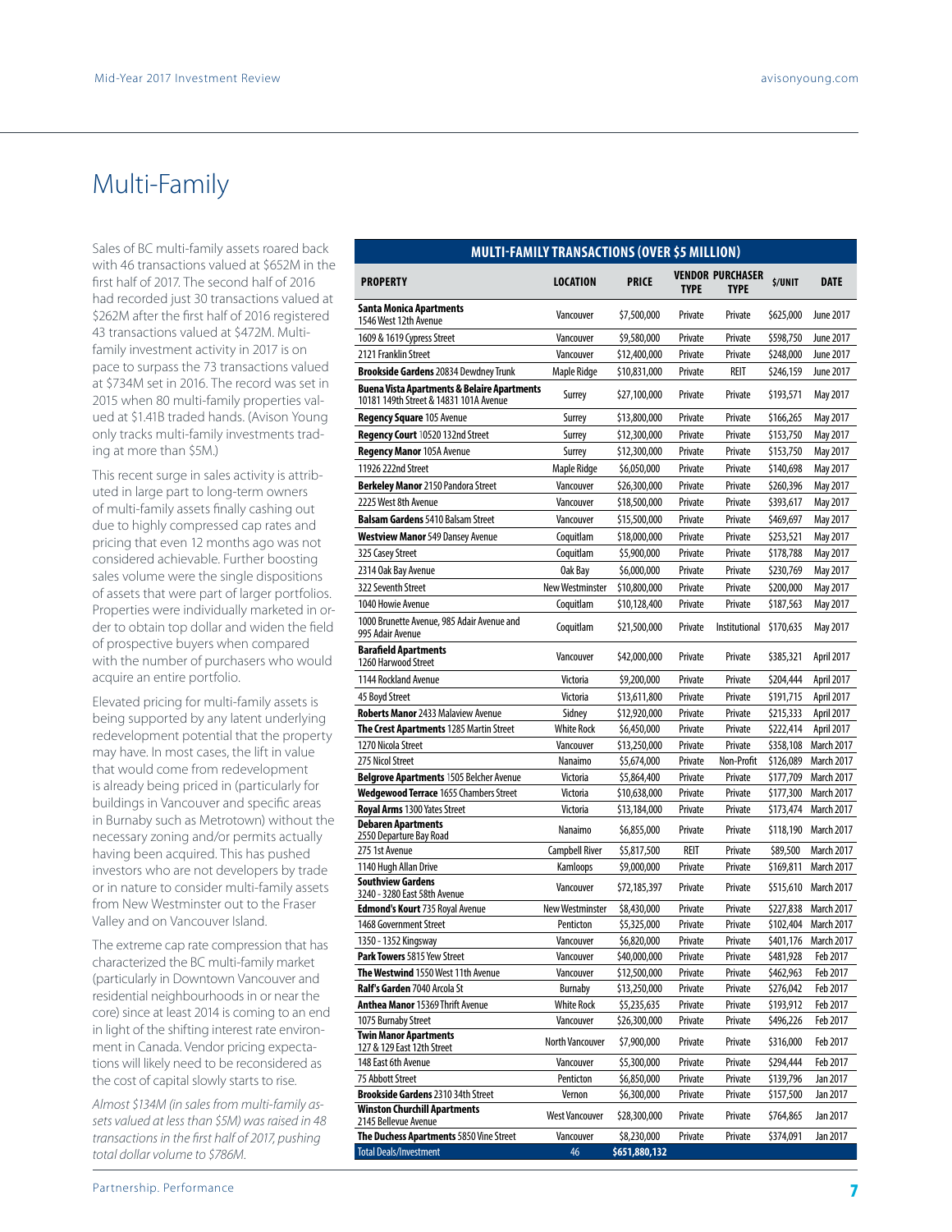# Multi-Family

Sales of BC multi-family assets roared back with 46 transactions valued at $652M in the first half of 2017. The second half of 2016 had recorded just 30 transactions valued at $262M after the first half of 2016 registered 43 transactions valued at $472M. Multi-family investment activity in 2017 is on pace to surpass the 73 transactions valued at $734M set in 2016. The record was set in 2015 when 80 multi-family properties valued at $1.41B traded hands. (Avison Young only tracks multi-family investments trading at more than $5M.)

This recent surge in sales activity is attributed in large part to long-term owners of multi-family assets finally cashing out due to highly compressed cap rates and pricing that even 12 months ago was not considered achievable. Further boosting sales volume were the single dispositions of assets that were part of larger portfolios. Properties were individually marketed in order to obtain top dollar and widen the field of prospective buyers when compared with the number of purchasers who would acquire an entire portfolio.

Elevated pricing for multi-family assets is being supported by any latent underlying redevelopment potential that the property may have. In most cases, the lift in value that would come from redevelopment is already being priced in (particularly for buildings in Vancouver and specific areas in Burnaby such as Metrotown) without the necessary zoning and/or permits actually having been acquired. This has pushed investors who are not developers by trade or in nature to consider multi-family assets from New Westminster out to the Fraser Valley and on Vancouver Island.

The extreme cap rate compression that has characterized the BC multi-family market (particularly in Downtown Vancouver and residential neighbourhoods in or near the core) since at least 2014 is coming to an end in light of the shifting interest rate environment in Canada. Vendor pricing expectations will likely need to be reconsidered as the cost of capital slowly starts to rise.

*Almost $134M (in sales from multi-family assets valued at less than $5M) was raised in 48 transactions in the first half of 2017, pushing total dollar volume to $786M.*

**MULTI-FAMILY TRANSACTIONS (OVER $5 MILLION)**

| PROPERTY | LOCATION | PRICE | VENDOR TYPE | PURCHASER TYPE | $/UNIT | DATE |
|---|---|---|---|---|---|---|
| **Santa Monica Apartments** 1546 West 12th Avenue | Vancouver | $7,500,000 | Private | Private | $625,000 | June 2017 |
| 1609 & 1619 Cypress Street | Vancouver | $9,580,000 | Private | Private | $598,750 | June 2017 |
| 2121 Franklin Street | Vancouver | $12,400,000 | Private | Private | $248,000 | June 2017 |
| **Brookside Gardens** 20834 Dewdney Trunk | Maple Ridge | $10,831,000 | Private | REIT | $246,159 | June 2017 |
| **Buena Vista Apartments & Belaire Apartments** 10181 149th Street & 14831 101A Avenue | Surrey | $27,100,000 | Private | Private | $193,571 | May 2017 |
| **Regency Square** 105 Avenue | Surrey | $13,800,000 | Private | Private | $166,265 | May 2017 |
| **Regency Court** 10520 132nd Street | Surrey | $12,300,000 | Private | Private | $153,750 | May 2017 |
| **Regency Manor** 105A Avenue | Surrey | $12,300,000 | Private | Private | $153,750 | May 2017 |
| 11926 222nd Street | Maple Ridge | $6,050,000 | Private | Private | $140,698 | May 2017 |
| **Berkeley Manor** 2150 Pandora Street | Vancouver | $26,300,000 | Private | Private | $260,396 | May 2017 |
| 2225 West 8th Avenue | Vancouver | $18,500,000 | Private | Private | $393,617 | May 2017 |
| **Balsam Gardens** 5410 Balsam Street | Vancouver | $15,500,000 | Private | Private | $469,697 | May 2017 |
| **Westview Manor** 549 Dansey Avenue | Coquitlam | $18,000,000 | Private | Private | $253,521 | May 2017 |
| 325 Casey Street | Coquitlam | $5,900,000 | Private | Private | $178,788 | May 2017 |
| 2314 Oak Bay Avenue | Oak Bay | $6,000,000 | Private | Private | $230,769 | May 2017 |
| 322 Seventh Street | New Westminster | $10,800,000 | Private | Private | $200,000 | May 2017 |
| 1040 Howie Avenue | Coquitlam | $10,128,400 | Private | Private | $187,563 | May 2017 |
| 1000 Brunette Avenue, 985 Adair Avenue and 995 Adair Avenue | Coquitlam | $21,500,000 | Private | Institutional | $170,635 | May 2017 |
| **Barafield Apartments** 1260 Harwood Street | Vancouver | $42,000,000 | Private | Private | $385,321 | April 2017 |
| 1144 Rockland Avenue | Victoria | $9,200,000 | Private | Private | $204,444 | April 2017 |
| 45 Boyd Street | Victoria | $13,611,800 | Private | Private | $191,715 | April 2017 |
| **Roberts Manor** 2433 Malaview Avenue | Sidney | $12,920,000 | Private | Private | $215,333 | April 2017 |
| **The Crest Apartments** 1285 Martin Street | White Rock | $6,450,000 | Private | Private | $222,414 | April 2017 |
| 1270 Nicola Street | Vancouver | $13,250,000 | Private | Private | $358,108 | March 2017 |
| 275 Nicol Street | Nanaimo | $5,674,000 | Private | Non-Profit | $126,089 | March 2017 |
| **Belgrove Apartments** 1505 Belcher Avenue | Victoria | $5,864,400 | Private | Private | $177,709 | March 2017 |
| **Wedgewood Terrace** 1655 Chambers Street | Victoria | $10,638,000 | Private | Private | $177,300 | March 2017 |
| **Royal Arms** 1300 Yates Street | Victoria | $13,184,000 | Private | Private | $173,474 | March 2017 |
| **Debaren Apartments** 2550 Departure Bay Road | Nanaimo | $6,855,000 | Private | Private | $118,190 | March 2017 |
| 275 1st Avenue | Campbell River | $5,817,500 | REIT | Private | $89,500 | March 2017 |
| 1140 Hugh Allan Drive | Kamloops | $9,000,000 | Private | Private | $169,811 | March 2017 |
| **Southview Gardens** 3240 - 3280 East 58th Avenue | Vancouver | $72,185,397 | Private | Private | $515,610 | March 2017 |
| **Edmond's Kourt** 735 Royal Avenue | New Westminster | $8,430,000 | Private | Private | $227,838 | March 2017 |
| 1468 Government Street | Penticton | $5,325,000 | Private | Private | $102,404 | March 2017 |
| 1350 - 1352 Kingsway | Vancouver | $6,820,000 | Private | Private | $401,176 | March 2017 |
| **Park Towers** 5815 Yew Street | Vancouver | $40,000,000 | Private | Private | $481,928 | Feb 2017 |
| **The Westwind** 1550 West 11th Avenue | Vancouver | $12,500,000 | Private | Private | $462,963 | Feb 2017 |
| **Ralf's Garden** 7040 Arcola St | Burnaby | $13,250,000 | Private | Private | $276,042 | Feb 2017 |
| **Anthea Manor** 15369 Thrift Avenue | White Rock | $5,235,635 | Private | Private | $193,912 | Feb 2017 |
| 1075 Burnaby Street | Vancouver | $26,300,000 | Private | Private | $496,226 | Feb 2017 |
| **Twin Manor Apartments** 127 & 129 East 12th Street | North Vancouver | $7,900,000 | Private | Private | $316,000 | Feb 2017 |
| 148 East 6th Avenue | Vancouver | $5,300,000 | Private | Private | $294,444 | Feb 2017 |
| 75 Abbott Street | Penticton | $6,850,000 | Private | Private | $139,796 | Jan 2017 |
| **Brookside Gardens** 2310 34th Street | Vernon | $6,300,000 | Private | Private | $157,500 | Jan 2017 |
| **Winston Churchill Apartments** 2145 Bellevue Avenue | West Vancouver | $28,300,000 | Private | Private | $764,865 | Jan 2017 |
| **The Duchess Apartments** 5850 Vine Street | Vancouver | $8,230,000 | Private | Private | $374,091 | Jan 2017 |
| Total Deals/Investment | 46 | $651,880,132 | | | | |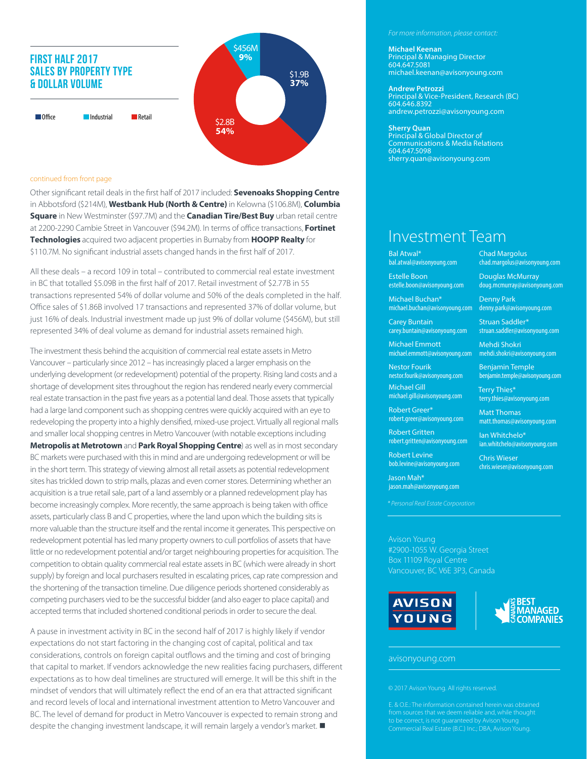## FIRST HALF 2017 SALES BY PROPERTY TYPE & DOLLAR VOLUME

Office Industrial Retail

$456M
9%

$1.9B
37%

$2.8B
54%

continued from front page

Other significant retail deals in the first half of 2017 included: **Sevenoaks Shopping Centre** in Abbotsford ($214M), **Westbank Hub (North & Centre)** in Kelowna ($106.8M), **Columbia Square** in New Westminster ($97.7M) and the **Canadian Tire/Best Buy** urban retail centre at 2200-2290 Cambie Street in Vancouver ($94.2M). In terms of office transactions, **Fortinet Technologies** acquired two adjacent properties in Burnaby from **HOOPP Realty** for $110.7M. No significant industrial assets changed hands in the first half of 2017.

All these deals – a record 109 in total – contributed to commercial real estate investment in BC that totalled $5.09B in the first half of 2017. Retail investment of $2.77B in 55 transactions represented 54% of dollar volume and 50% of the deals completed in the half. Office sales of $1.86B involved 17 transactions and represented 37% of dollar volume, but just 16% of deals. Industrial investment made up just 9% of dollar volume ($456M), but still represented 34% of deal volume as demand for industrial assets remained high.

The investment thesis behind the acquisition of commercial real estate assets in Metro Vancouver – particularly since 2012 – has increasingly placed a larger emphasis on the underlying development (or redevelopment) potential of the property. Rising land costs and a shortage of development sites throughout the region has rendered nearly every commercial real estate transaction in the past five years as a potential land deal. Those assets that typically had a large land component such as shopping centres were quickly acquired with an eye to redeveloping the property into a highly densified, mixed-use project. Virtually all regional malls and smaller local shopping centres in Metro Vancouver (with notable exceptions including **Metropolis at Metrotown** and **Park Royal Shopping Centre**) as well as in most secondary BC markets were purchased with this in mind and are undergoing redevelopment or will be in the short term. This strategy of viewing almost all retail assets as potential redevelopment sites has trickled down to strip malls, plazas and even corner stores. Determining whether an acquisition is a true retail sale, part of a land assembly or a planned redevelopment play has become increasingly complex. More recently, the same approach is being taken with office assets, particularly class B and C properties, where the land upon which the building sits is more valuable than the structure itself and the rental income it generates. This perspective on redevelopment potential has led many property owners to cull portfolios of assets that have little or no redevelopment potential and/or target neighbouring properties for acquisition. The competition to obtain quality commercial real estate assets in BC (which were already in short supply) by foreign and local purchasers resulted in escalating prices, cap rate compression and the shortening of the transaction timeline. Due diligence periods shortened considerably as competing purchasers vied to be the successful bidder (and also eager to place capital) and accepted terms that included shortened conditional periods in order to secure the deal.

A pause in investment activity in BC in the second half of 2017 is highly likely if vendor expectations do not start factoring in the changing cost of capital, political and tax considerations, controls on foreign capital outflows and the timing and cost of bringing that capital to market. If vendors acknowledge the new realities facing purchasers, different expectations as to how deal timelines are structured will emerge. It will be this shift in the mindset of vendors that will ultimately reflect the end of an era that attracted significant and record levels of local and international investment attention to Metro Vancouver and BC. The level of demand for product in Metro Vancouver is expected to remain strong and despite the changing investment landscape, it will remain largely a vendor's market. ■

*For more information, please contact:*

**Michael Keenan**
Principal & Managing Director
604.647.5081
michael.keenan@avisonyoung.com

**Andrew Petrozzi**
Principal & Vice-President, Research (BC)
604.646.8392
andrew.petrozzi@avisonyoung.com

**Sherry Quan**
Principal & Global Director of Communications & Media Relations
604.647.5098
sherry.quan@avisonyoung.com

## Investment Team

Bal Atwal*
bal.atwal@avisonyoung.com

Estelle Boon
estelle.boon@avisonyoung.com

Michael Buchan*
michael.buchan@avisonyoung.com

Carey Buntain
carey.buntain@avisonyoung.com

Michael Emmott
michael.emmott@avisonyoung.com

Nestor Fourik
nestor.fourik@avisonyoung.com

Michael Gill
michael.gill@avisonyoung.com

Robert Greer*
robert.greer@avisonyoung.com

Robert Gritten
robert.gritten@avisonyoung.com

Robert Levine
bob.levine@avisonyoung.com

Jason Mah*
jason.mah@avisonyoung.com

Chad Margolus
chad.margolus@avisonyoung.com

Douglas McMurray
doug.mcmurray@avisonyoung.com

Denny Park
denny.park@avisonyoung.com

Struan Saddler*
struan.saddler@avisonyoung.com

Mehdi Shokri
mehdi.shokri@avisonyoung.com

Benjamin Temple
benjamin.temple@avisonyoung.com

Terry Thies*
terry.thies@avisonyoung.com

Matt Thomas
matt.thomas@avisonyoung.com

Ian Whitchelo*
ian.whitchelo@avisonyoung.com

Chris Wieser
chris.wieser@avisonyoung.com

*\* Personal Real Estate Corporation*

Avison Young
#2900-1055 W. Georgia Street
Box 11109 Royal Centre
Vancouver, BC V6E 3P3, Canada

AVISON YOUNG

CANADA'S BEST MANAGED COMPANIES

avisonyoung.com

© 2017 Avison Young. All rights reserved.

E. & O.E.: The information contained herein was obtained from sources that we deem reliable and, while thought to be correct, is not guaranteed by Avison Young Commercial Real Estate (B.C.) Inc.; DBA, Avison Young.